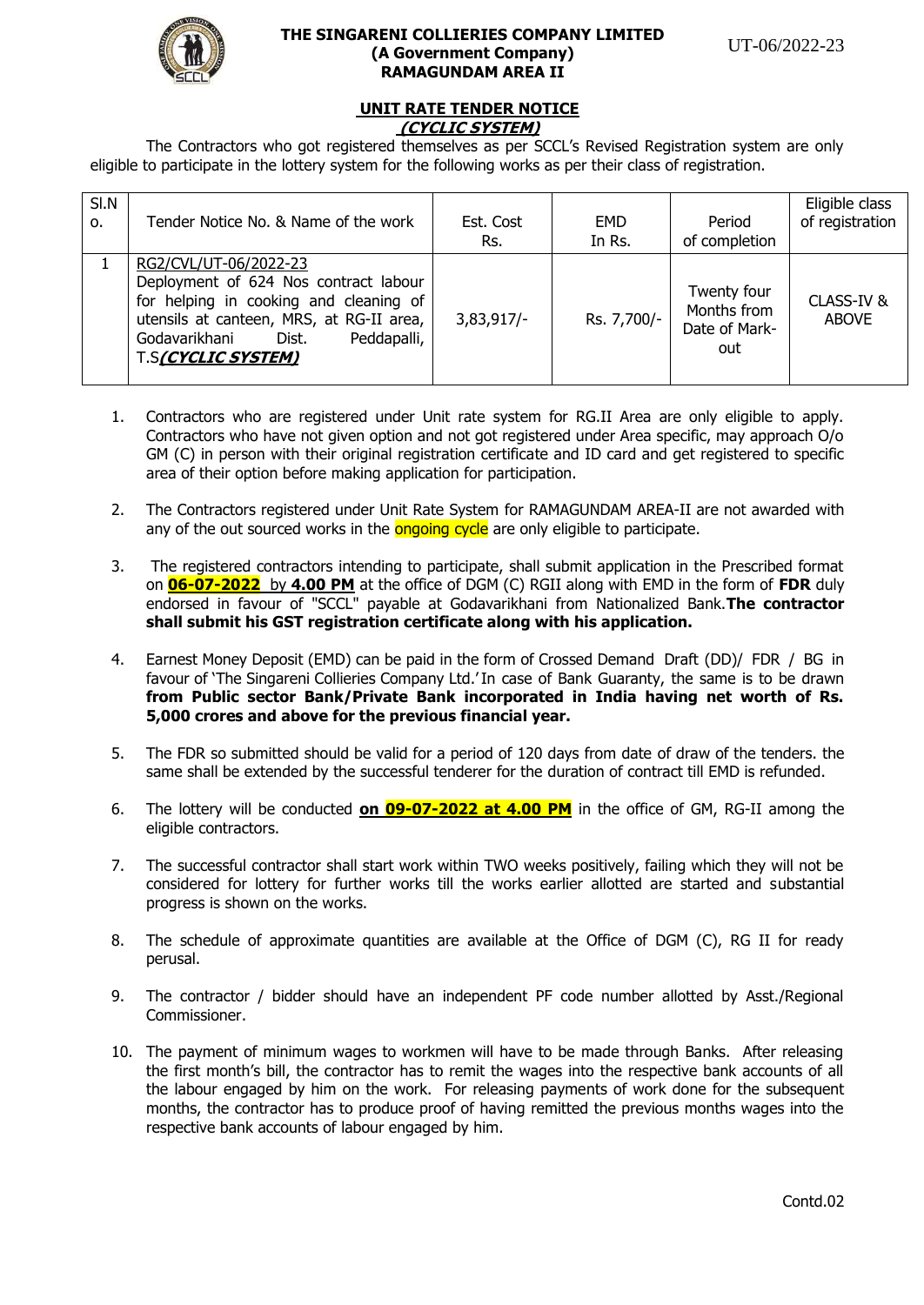# THE SINGARENI COLLIERIES COMPANY LIMITED
**(A Government Company)**
**RAMAGUNDAM AREA II**

UT-06/2022-23

## UNIT RATE TENDER NOTICE
***(CYCLIC SYSTEM)***

The Contractors who got registered themselves as per SCCL's Revised Registration system are only eligible to participate in the lottery system for the following works as per their class of registration.

| Sl.No. | Tender Notice No. & Name of the work | Est. Cost Rs. | EMD In Rs. | Period of completion | Eligible class of registration |
|---|---|---|---|---|---|
| 1 | RG2/CVL/UT-06/2022-23 Deployment of 624 Nos contract labour for helping in cooking and cleaning of utensils at canteen, MRS, at RG-II area, Godavarikhani Dist. Peddapalli, T.S***(CYCLIC SYSTEM)*** | 3,83,917/- | Rs. 7,700/- | Twenty four Months from Date of Mark-out | CLASS-IV & ABOVE |

1. Contractors who are registered under Unit rate system for RG.II Area are only eligible to apply. Contractors who have not given option and not got registered under Area specific, may approach O/o GM (C) in person with their original registration certificate and ID card and get registered to specific area of their option before making application for participation.

2. The Contractors registered under Unit Rate System for RAMAGUNDAM AREA-II are not awarded with any of the out sourced works in the ongoing cycle are only eligible to participate.

3. The registered contractors intending to participate, shall submit application in the Prescribed format on **06-07-2022** by **4.00 PM** at the office of DGM (C) RGII along with EMD in the form of **FDR** duly endorsed in favour of "SCCL" payable at Godavarikhani from Nationalized Bank. **The contractor shall submit his GST registration certificate along with his application.**

4. Earnest Money Deposit (EMD) can be paid in the form of Crossed Demand Draft (DD)/ FDR / BG in favour of 'The Singareni Collieries Company Ltd.' In case of Bank Guaranty, the same is to be drawn **from Public sector Bank/Private Bank incorporated in India having net worth of Rs. 5,000 crores and above for the previous financial year.**

5. The FDR so submitted should be valid for a period of 120 days from date of draw of the tenders. the same shall be extended by the successful tenderer for the duration of contract till EMD is refunded.

6. The lottery will be conducted **on 09-07-2022 at 4.00 PM** in the office of GM, RG-II among the eligible contractors.

7. The successful contractor shall start work within TWO weeks positively, failing which they will not be considered for lottery for further works till the works earlier allotted are started and substantial progress is shown on the works.

8. The schedule of approximate quantities are available at the Office of DGM (C), RG II for ready perusal.

9. The contractor / bidder should have an independent PF code number allotted by Asst./Regional Commissioner.

10. The payment of minimum wages to workmen will have to be made through Banks. After releasing the first month's bill, the contractor has to remit the wages into the respective bank accounts of all the labour engaged by him on the work. For releasing payments of work done for the subsequent months, the contractor has to produce proof of having remitted the previous months wages into the respective bank accounts of labour engaged by him.

Contd.02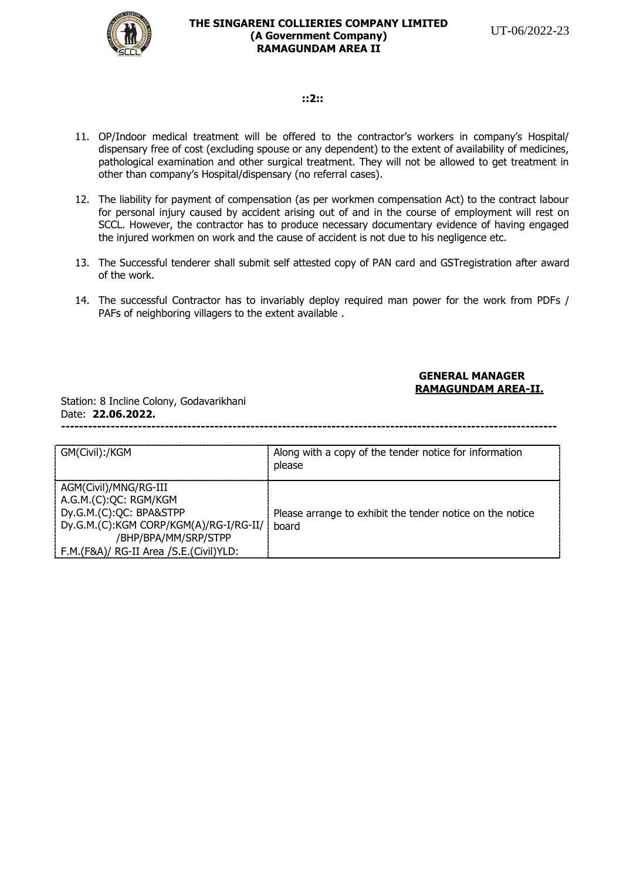::2::

11. OP/Indoor medical treatment will be offered to the contractor's workers in company's Hospital/ dispensary free of cost (excluding spouse or any dependent) to the extent of availability of medicines, pathological examination and other surgical treatment. They will not be allowed to get treatment in other than company's Hospital/dispensary (no referral cases).

12. The liability for payment of compensation (as per workmen compensation Act) to the contract labour for personal injury caused by accident arising out of and in the course of employment will rest on SCCL. However, the contractor has to produce necessary documentary evidence of having engaged the injured workmen on work and the cause of accident is not due to his negligence etc.

13. The Successful tenderer shall submit self attested copy of PAN card and GSTregistration after award of the work.

14. The successful Contractor has to invariably deploy required man power for the work from PDFs / PAFs of neighboring villagers to the extent available .

**GENERAL MANAGER**
**RAMAGUNDAM AREA-II.**

Station: 8 Incline Colony, Godavarikhani
Date: **22.06.2022.**

---

| | |
|---|---|
| GM(Civil):/KGM | Along with a copy of the tender notice for information please |
| AGM(Civil)/MNG/RG-III<br>A.G.M.(C):QC: RGM/KGM<br>Dy.G.M.(C):QC: BPA&STPP<br>Dy.G.M.(C):KGM CORP/KGM(A)/RG-I/RG-II/ /BHP/BPA/MM/SRP/STPP<br>F.M.(F&A)/ RG-II Area /S.E.(Civil)YLD: | Please arrange to exhibit the tender notice on the notice board |